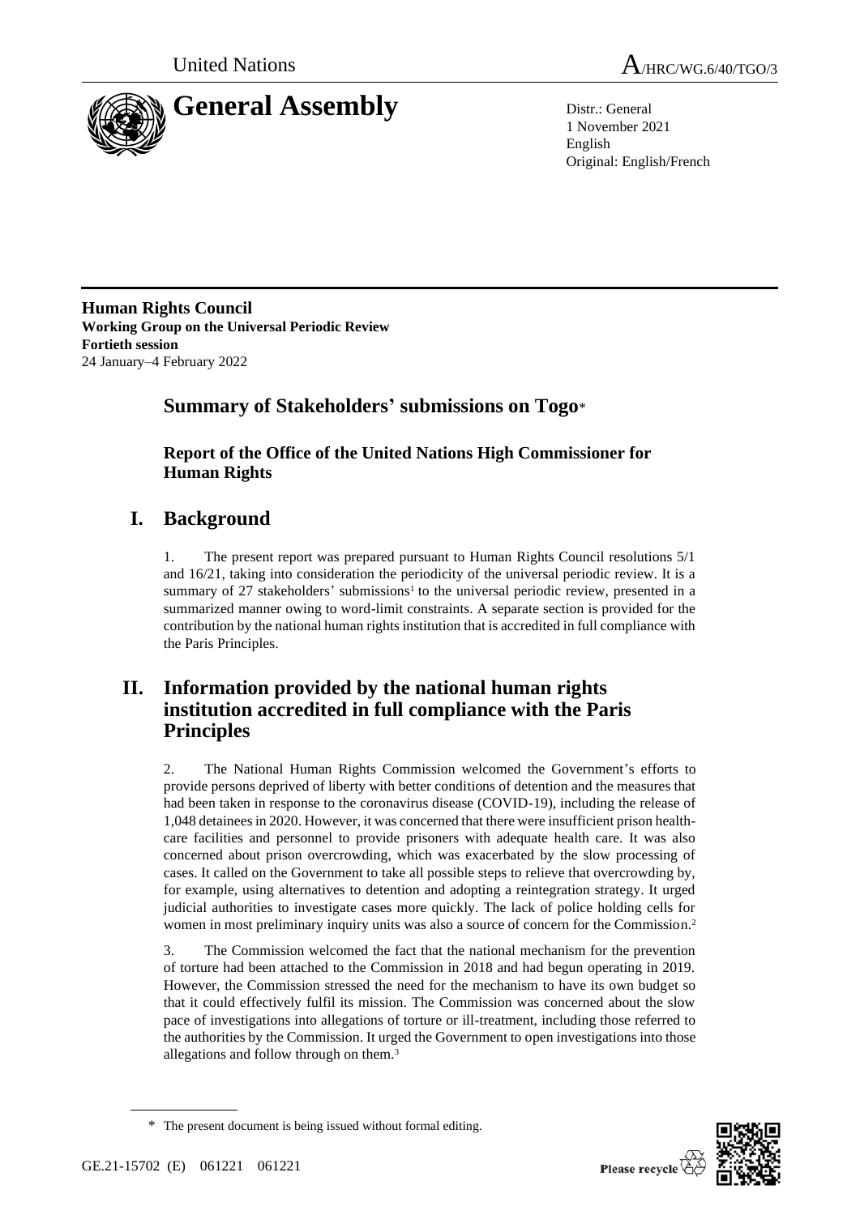United Nations A/HRC/WG.6/40/TGO/3

# General Assembly

Distr.: General
1 November 2021
English
Original: English/French

**Human Rights Council**
**Working Group on the Universal Periodic Review**
**Fortieth session**
24 January–4 February 2022

## Summary of Stakeholders' submissions on Togo*

### Report of the Office of the United Nations High Commissioner for Human Rights

## I. Background

1. The present report was prepared pursuant to Human Rights Council resolutions 5/1 and 16/21, taking into consideration the periodicity of the universal periodic review. It is a summary of 27 stakeholders' submissions[1] to the universal periodic review, presented in a summarized manner owing to word-limit constraints. A separate section is provided for the contribution by the national human rights institution that is accredited in full compliance with the Paris Principles.

## II. Information provided by the national human rights institution accredited in full compliance with the Paris Principles

2. The National Human Rights Commission welcomed the Government's efforts to provide persons deprived of liberty with better conditions of detention and the measures that had been taken in response to the coronavirus disease (COVID-19), including the release of 1,048 detainees in 2020. However, it was concerned that there were insufficient prison health-care facilities and personnel to provide prisoners with adequate health care. It was also concerned about prison overcrowding, which was exacerbated by the slow processing of cases. It called on the Government to take all possible steps to relieve that overcrowding by, for example, using alternatives to detention and adopting a reintegration strategy. It urged judicial authorities to investigate cases more quickly. The lack of police holding cells for women in most preliminary inquiry units was also a source of concern for the Commission.[2]

3. The Commission welcomed the fact that the national mechanism for the prevention of torture had been attached to the Commission in 2018 and had begun operating in 2019. However, the Commission stressed the need for the mechanism to have its own budget so that it could effectively fulfil its mission. The Commission was concerned about the slow pace of investigations into allegations of torture or ill-treatment, including those referred to the authorities by the Commission. It urged the Government to open investigations into those allegations and follow through on them.[3]

* The present document is being issued without formal editing.

GE.21-15702 (E) 061221 061221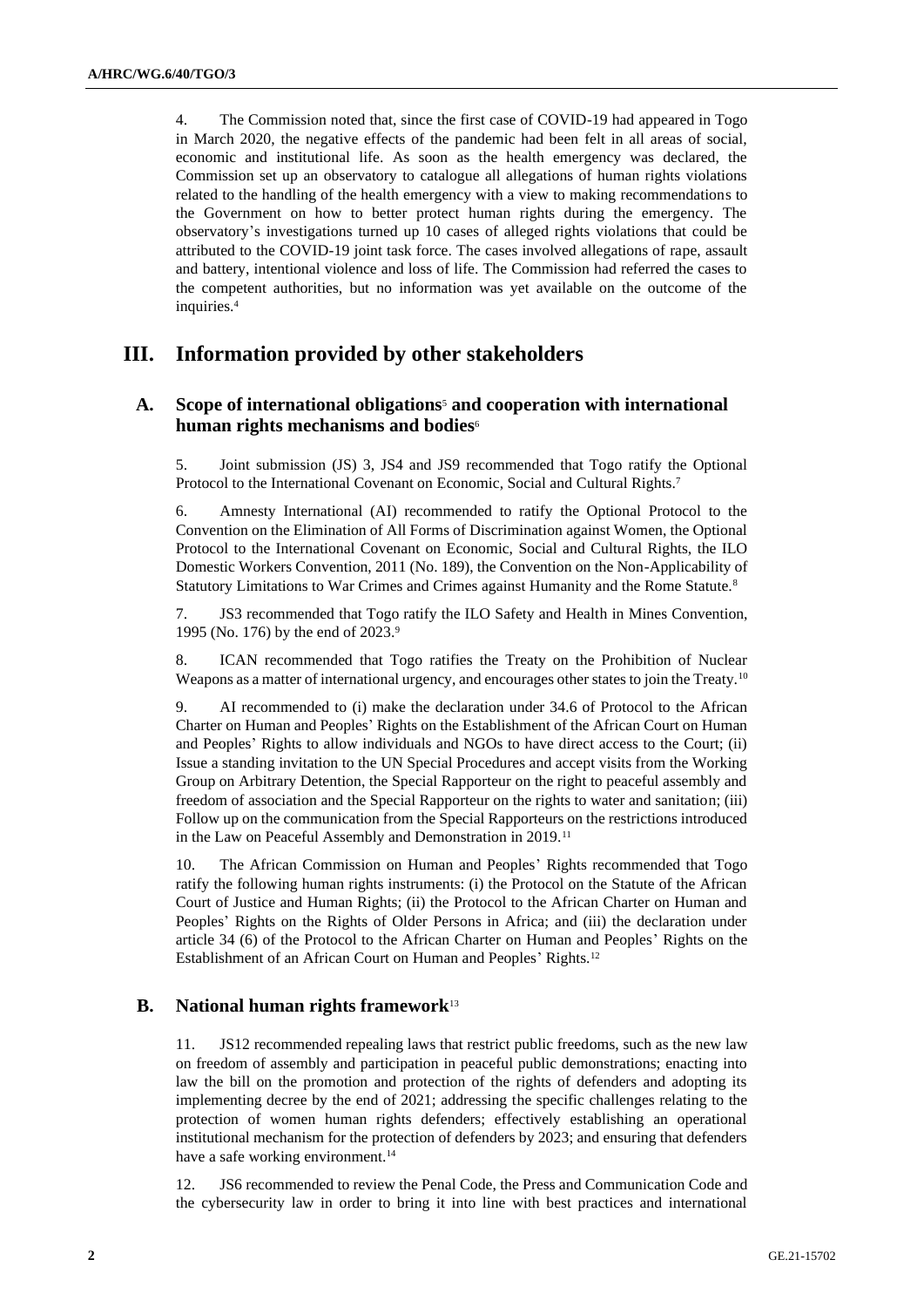4. The Commission noted that, since the first case of COVID-19 had appeared in Togo in March 2020, the negative effects of the pandemic had been felt in all areas of social, economic and institutional life. As soon as the health emergency was declared, the Commission set up an observatory to catalogue all allegations of human rights violations related to the handling of the health emergency with a view to making recommendations to the Government on how to better protect human rights during the emergency. The observatory's investigations turned up 10 cases of alleged rights violations that could be attributed to the COVID-19 joint task force. The cases involved allegations of rape, assault and battery, intentional violence and loss of life. The Commission had referred the cases to the competent authorities, but no information was yet available on the outcome of the inquiries.[4]

# III. Information provided by other stakeholders

## A. Scope of international obligations[5] and cooperation with international human rights mechanisms and bodies[6]

5. Joint submission (JS) 3, JS4 and JS9 recommended that Togo ratify the Optional Protocol to the International Covenant on Economic, Social and Cultural Rights.[7]

6. Amnesty International (AI) recommended to ratify the Optional Protocol to the Convention on the Elimination of All Forms of Discrimination against Women, the Optional Protocol to the International Covenant on Economic, Social and Cultural Rights, the ILO Domestic Workers Convention, 2011 (No. 189), the Convention on the Non-Applicability of Statutory Limitations to War Crimes and Crimes against Humanity and the Rome Statute.[8]

7. JS3 recommended that Togo ratify the ILO Safety and Health in Mines Convention, 1995 (No. 176) by the end of 2023.[9]

8. ICAN recommended that Togo ratifies the Treaty on the Prohibition of Nuclear Weapons as a matter of international urgency, and encourages other states to join the Treaty.[10]

9. AI recommended to (i) make the declaration under 34.6 of Protocol to the African Charter on Human and Peoples' Rights on the Establishment of the African Court on Human and Peoples' Rights to allow individuals and NGOs to have direct access to the Court; (ii) Issue a standing invitation to the UN Special Procedures and accept visits from the Working Group on Arbitrary Detention, the Special Rapporteur on the right to peaceful assembly and freedom of association and the Special Rapporteur on the rights to water and sanitation; (iii) Follow up on the communication from the Special Rapporteurs on the restrictions introduced in the Law on Peaceful Assembly and Demonstration in 2019.[11]

10. The African Commission on Human and Peoples' Rights recommended that Togo ratify the following human rights instruments: (i) the Protocol on the Statute of the African Court of Justice and Human Rights; (ii) the Protocol to the African Charter on Human and Peoples' Rights on the Rights of Older Persons in Africa; and (iii) the declaration under article 34 (6) of the Protocol to the African Charter on Human and Peoples' Rights on the Establishment of an African Court on Human and Peoples' Rights.[12]

## B. National human rights framework[13]

11. JS12 recommended repealing laws that restrict public freedoms, such as the new law on freedom of assembly and participation in peaceful public demonstrations; enacting into law the bill on the promotion and protection of the rights of defenders and adopting its implementing decree by the end of 2021; addressing the specific challenges relating to the protection of women human rights defenders; effectively establishing an operational institutional mechanism for the protection of defenders by 2023; and ensuring that defenders have a safe working environment.[14]

12. JS6 recommended to review the Penal Code, the Press and Communication Code and the cybersecurity law in order to bring it into line with best practices and international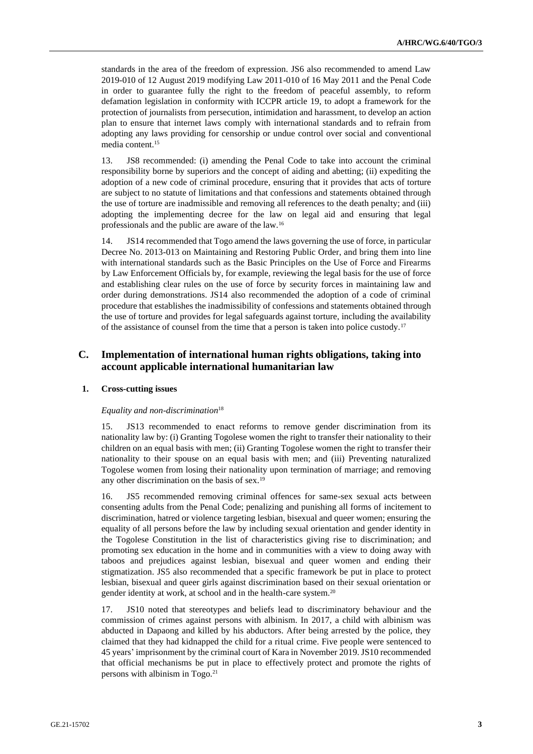standards in the area of the freedom of expression. JS6 also recommended to amend Law 2019-010 of 12 August 2019 modifying Law 2011-010 of 16 May 2011 and the Penal Code in order to guarantee fully the right to the freedom of peaceful assembly, to reform defamation legislation in conformity with ICCPR article 19, to adopt a framework for the protection of journalists from persecution, intimidation and harassment, to develop an action plan to ensure that internet laws comply with international standards and to refrain from adopting any laws providing for censorship or undue control over social and conventional media content.[15]

13. JS8 recommended: (i) amending the Penal Code to take into account the criminal responsibility borne by superiors and the concept of aiding and abetting; (ii) expediting the adoption of a new code of criminal procedure, ensuring that it provides that acts of torture are subject to no statute of limitations and that confessions and statements obtained through the use of torture are inadmissible and removing all references to the death penalty; and (iii) adopting the implementing decree for the law on legal aid and ensuring that legal professionals and the public are aware of the law.[16]

14. JS14 recommended that Togo amend the laws governing the use of force, in particular Decree No. 2013-013 on Maintaining and Restoring Public Order, and bring them into line with international standards such as the Basic Principles on the Use of Force and Firearms by Law Enforcement Officials by, for example, reviewing the legal basis for the use of force and establishing clear rules on the use of force by security forces in maintaining law and order during demonstrations. JS14 also recommended the adoption of a code of criminal procedure that establishes the inadmissibility of confessions and statements obtained through the use of torture and provides for legal safeguards against torture, including the availability of the assistance of counsel from the time that a person is taken into police custody.[17]

## C. Implementation of international human rights obligations, taking into account applicable international humanitarian law

### 1. Cross-cutting issues

*Equality and non-discrimination*[18]

15. JS13 recommended to enact reforms to remove gender discrimination from its nationality law by: (i) Granting Togolese women the right to transfer their nationality to their children on an equal basis with men; (ii) Granting Togolese women the right to transfer their nationality to their spouse on an equal basis with men; and (iii) Preventing naturalized Togolese women from losing their nationality upon termination of marriage; and removing any other discrimination on the basis of sex.[19]

16. JS5 recommended removing criminal offences for same-sex sexual acts between consenting adults from the Penal Code; penalizing and punishing all forms of incitement to discrimination, hatred or violence targeting lesbian, bisexual and queer women; ensuring the equality of all persons before the law by including sexual orientation and gender identity in the Togolese Constitution in the list of characteristics giving rise to discrimination; and promoting sex education in the home and in communities with a view to doing away with taboos and prejudices against lesbian, bisexual and queer women and ending their stigmatization. JS5 also recommended that a specific framework be put in place to protect lesbian, bisexual and queer girls against discrimination based on their sexual orientation or gender identity at work, at school and in the health-care system.[20]

17. JS10 noted that stereotypes and beliefs lead to discriminatory behaviour and the commission of crimes against persons with albinism. In 2017, a child with albinism was abducted in Dapaong and killed by his abductors. After being arrested by the police, they claimed that they had kidnapped the child for a ritual crime. Five people were sentenced to 45 years' imprisonment by the criminal court of Kara in November 2019. JS10 recommended that official mechanisms be put in place to effectively protect and promote the rights of persons with albinism in Togo.[21]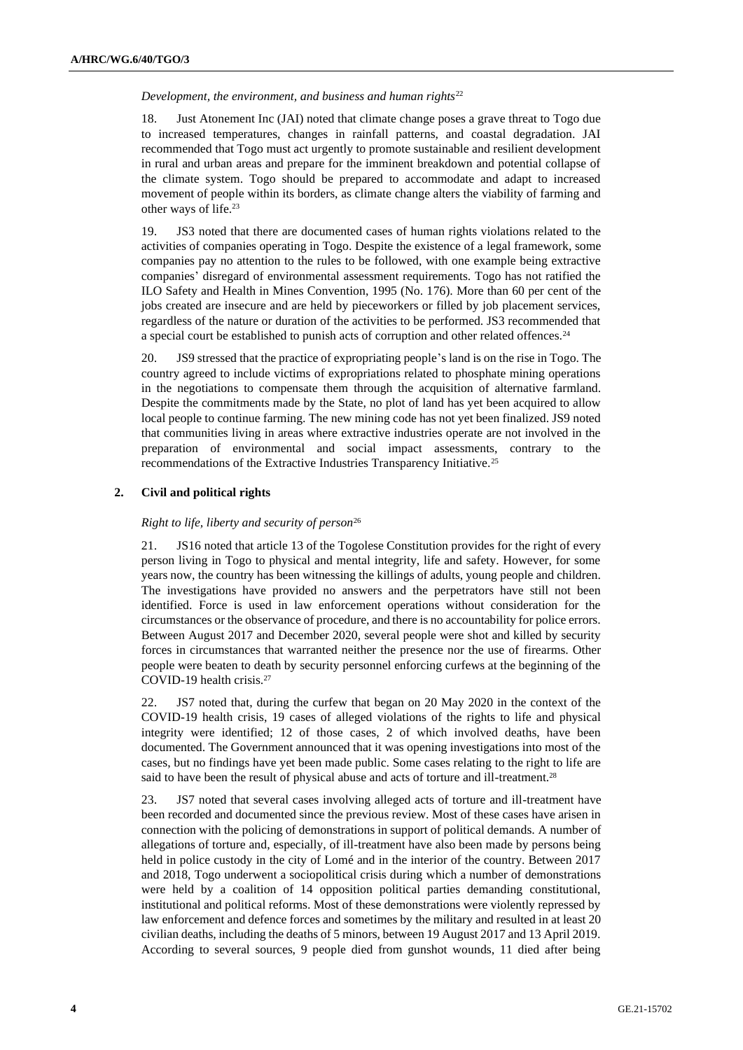*Development, the environment, and business and human rights*[22]

18. Just Atonement Inc (JAI) noted that climate change poses a grave threat to Togo due to increased temperatures, changes in rainfall patterns, and coastal degradation. JAI recommended that Togo must act urgently to promote sustainable and resilient development in rural and urban areas and prepare for the imminent breakdown and potential collapse of the climate system. Togo should be prepared to accommodate and adapt to increased movement of people within its borders, as climate change alters the viability of farming and other ways of life.[23]

19. JS3 noted that there are documented cases of human rights violations related to the activities of companies operating in Togo. Despite the existence of a legal framework, some companies pay no attention to the rules to be followed, with one example being extractive companies' disregard of environmental assessment requirements. Togo has not ratified the ILO Safety and Health in Mines Convention, 1995 (No. 176). More than 60 per cent of the jobs created are insecure and are held by pieceworkers or filled by job placement services, regardless of the nature or duration of the activities to be performed. JS3 recommended that a special court be established to punish acts of corruption and other related offences.[24]

20. JS9 stressed that the practice of expropriating people's land is on the rise in Togo. The country agreed to include victims of expropriations related to phosphate mining operations in the negotiations to compensate them through the acquisition of alternative farmland. Despite the commitments made by the State, no plot of land has yet been acquired to allow local people to continue farming. The new mining code has not yet been finalized. JS9 noted that communities living in areas where extractive industries operate are not involved in the preparation of environmental and social impact assessments, contrary to the recommendations of the Extractive Industries Transparency Initiative.[25]

### 2. Civil and political rights

*Right to life, liberty and security of person*[26]

21. JS16 noted that article 13 of the Togolese Constitution provides for the right of every person living in Togo to physical and mental integrity, life and safety. However, for some years now, the country has been witnessing the killings of adults, young people and children. The investigations have provided no answers and the perpetrators have still not been identified. Force is used in law enforcement operations without consideration for the circumstances or the observance of procedure, and there is no accountability for police errors. Between August 2017 and December 2020, several people were shot and killed by security forces in circumstances that warranted neither the presence nor the use of firearms. Other people were beaten to death by security personnel enforcing curfews at the beginning of the COVID-19 health crisis.[27]

22. JS7 noted that, during the curfew that began on 20 May 2020 in the context of the COVID-19 health crisis, 19 cases of alleged violations of the rights to life and physical integrity were identified; 12 of those cases, 2 of which involved deaths, have been documented. The Government announced that it was opening investigations into most of the cases, but no findings have yet been made public. Some cases relating to the right to life are said to have been the result of physical abuse and acts of torture and ill-treatment.[28]

23. JS7 noted that several cases involving alleged acts of torture and ill-treatment have been recorded and documented since the previous review. Most of these cases have arisen in connection with the policing of demonstrations in support of political demands. A number of allegations of torture and, especially, of ill-treatment have also been made by persons being held in police custody in the city of Lomé and in the interior of the country. Between 2017 and 2018, Togo underwent a sociopolitical crisis during which a number of demonstrations were held by a coalition of 14 opposition political parties demanding constitutional, institutional and political reforms. Most of these demonstrations were violently repressed by law enforcement and defence forces and sometimes by the military and resulted in at least 20 civilian deaths, including the deaths of 5 minors, between 19 August 2017 and 13 April 2019. According to several sources, 9 people died from gunshot wounds, 11 died after being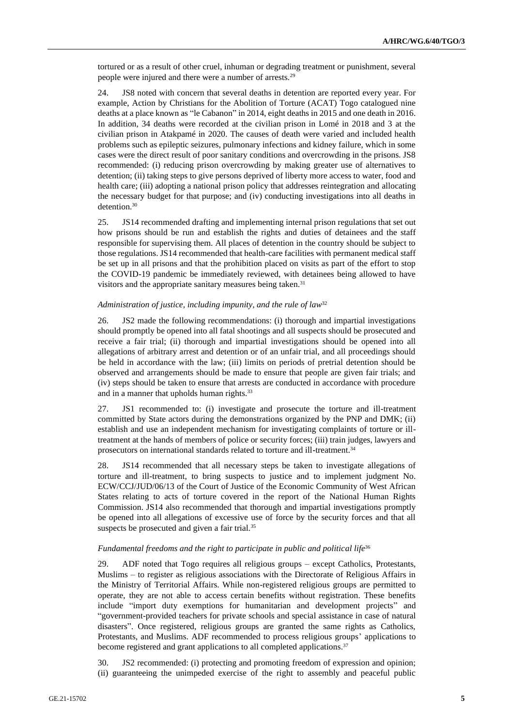tortured or as a result of other cruel, inhuman or degrading treatment or punishment, several people were injured and there were a number of arrests.[29]

24. JS8 noted with concern that several deaths in detention are reported every year. For example, Action by Christians for the Abolition of Torture (ACAT) Togo catalogued nine deaths at a place known as "le Cabanon" in 2014, eight deaths in 2015 and one death in 2016. In addition, 34 deaths were recorded at the civilian prison in Lomé in 2018 and 3 at the civilian prison in Atakpamé in 2020. The causes of death were varied and included health problems such as epileptic seizures, pulmonary infections and kidney failure, which in some cases were the direct result of poor sanitary conditions and overcrowding in the prisons. JS8 recommended: (i) reducing prison overcrowding by making greater use of alternatives to detention; (ii) taking steps to give persons deprived of liberty more access to water, food and health care; (iii) adopting a national prison policy that addresses reintegration and allocating the necessary budget for that purpose; and (iv) conducting investigations into all deaths in detention.[30]

25. JS14 recommended drafting and implementing internal prison regulations that set out how prisons should be run and establish the rights and duties of detainees and the staff responsible for supervising them. All places of detention in the country should be subject to those regulations. JS14 recommended that health-care facilities with permanent medical staff be set up in all prisons and that the prohibition placed on visits as part of the effort to stop the COVID-19 pandemic be immediately reviewed, with detainees being allowed to have visitors and the appropriate sanitary measures being taken.[31]

*Administration of justice, including impunity, and the rule of law*[32]

26. JS2 made the following recommendations: (i) thorough and impartial investigations should promptly be opened into all fatal shootings and all suspects should be prosecuted and receive a fair trial; (ii) thorough and impartial investigations should be opened into all allegations of arbitrary arrest and detention or of an unfair trial, and all proceedings should be held in accordance with the law; (iii) limits on periods of pretrial detention should be observed and arrangements should be made to ensure that people are given fair trials; and (iv) steps should be taken to ensure that arrests are conducted in accordance with procedure and in a manner that upholds human rights.[33]

27. JS1 recommended to: (i) investigate and prosecute the torture and ill-treatment committed by State actors during the demonstrations organized by the PNP and DMK; (ii) establish and use an independent mechanism for investigating complaints of torture or ill-treatment at the hands of members of police or security forces; (iii) train judges, lawyers and prosecutors on international standards related to torture and ill-treatment.[34]

28. JS14 recommended that all necessary steps be taken to investigate allegations of torture and ill-treatment, to bring suspects to justice and to implement judgment No. ECW/CCJ/JUD/06/13 of the Court of Justice of the Economic Community of West African States relating to acts of torture covered in the report of the National Human Rights Commission. JS14 also recommended that thorough and impartial investigations promptly be opened into all allegations of excessive use of force by the security forces and that all suspects be prosecuted and given a fair trial.[35]

*Fundamental freedoms and the right to participate in public and political life*[36]

29. ADF noted that Togo requires all religious groups – except Catholics, Protestants, Muslims – to register as religious associations with the Directorate of Religious Affairs in the Ministry of Territorial Affairs. While non-registered religious groups are permitted to operate, they are not able to access certain benefits without registration. These benefits include "import duty exemptions for humanitarian and development projects" and "government-provided teachers for private schools and special assistance in case of natural disasters". Once registered, religious groups are granted the same rights as Catholics, Protestants, and Muslims. ADF recommended to process religious groups' applications to become registered and grant applications to all completed applications.[37]

30. JS2 recommended: (i) protecting and promoting freedom of expression and opinion; (ii) guaranteeing the unimpeded exercise of the right to assembly and peaceful public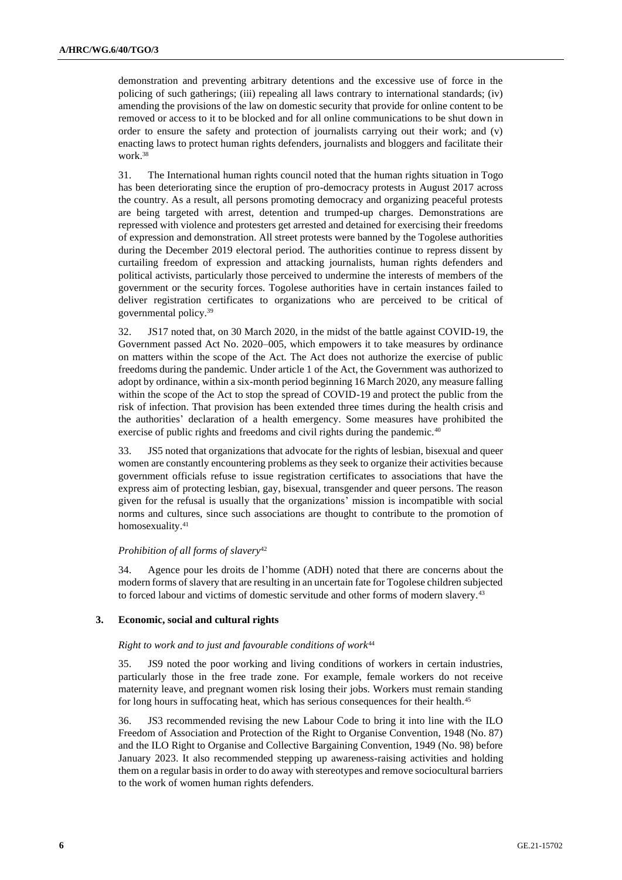demonstration and preventing arbitrary detentions and the excessive use of force in the policing of such gatherings; (iii) repealing all laws contrary to international standards; (iv) amending the provisions of the law on domestic security that provide for online content to be removed or access to it to be blocked and for all online communications to be shut down in order to ensure the safety and protection of journalists carrying out their work; and (v) enacting laws to protect human rights defenders, journalists and bloggers and facilitate their work.[38]

31. The International human rights council noted that the human rights situation in Togo has been deteriorating since the eruption of pro-democracy protests in August 2017 across the country. As a result, all persons promoting democracy and organizing peaceful protests are being targeted with arrest, detention and trumped-up charges. Demonstrations are repressed with violence and protesters get arrested and detained for exercising their freedoms of expression and demonstration. All street protests were banned by the Togolese authorities during the December 2019 electoral period. The authorities continue to repress dissent by curtailing freedom of expression and attacking journalists, human rights defenders and political activists, particularly those perceived to undermine the interests of members of the government or the security forces. Togolese authorities have in certain instances failed to deliver registration certificates to organizations who are perceived to be critical of governmental policy.[39]

32. JS17 noted that, on 30 March 2020, in the midst of the battle against COVID-19, the Government passed Act No. 2020–005, which empowers it to take measures by ordinance on matters within the scope of the Act. The Act does not authorize the exercise of public freedoms during the pandemic. Under article 1 of the Act, the Government was authorized to adopt by ordinance, within a six-month period beginning 16 March 2020, any measure falling within the scope of the Act to stop the spread of COVID-19 and protect the public from the risk of infection. That provision has been extended three times during the health crisis and the authorities' declaration of a health emergency. Some measures have prohibited the exercise of public rights and freedoms and civil rights during the pandemic.[40]

33. JS5 noted that organizations that advocate for the rights of lesbian, bisexual and queer women are constantly encountering problems as they seek to organize their activities because government officials refuse to issue registration certificates to associations that have the express aim of protecting lesbian, gay, bisexual, transgender and queer persons. The reason given for the refusal is usually that the organizations' mission is incompatible with social norms and cultures, since such associations are thought to contribute to the promotion of homosexuality.[41]

*Prohibition of all forms of slavery*[42]

34. Agence pour les droits de l'homme (ADH) noted that there are concerns about the modern forms of slavery that are resulting in an uncertain fate for Togolese children subjected to forced labour and victims of domestic servitude and other forms of modern slavery.[43]

### 3. Economic, social and cultural rights

*Right to work and to just and favourable conditions of work*[44]

35. JS9 noted the poor working and living conditions of workers in certain industries, particularly those in the free trade zone. For example, female workers do not receive maternity leave, and pregnant women risk losing their jobs. Workers must remain standing for long hours in suffocating heat, which has serious consequences for their health.[45]

36. JS3 recommended revising the new Labour Code to bring it into line with the ILO Freedom of Association and Protection of the Right to Organise Convention, 1948 (No. 87) and the ILO Right to Organise and Collective Bargaining Convention, 1949 (No. 98) before January 2023. It also recommended stepping up awareness-raising activities and holding them on a regular basis in order to do away with stereotypes and remove sociocultural barriers to the work of women human rights defenders.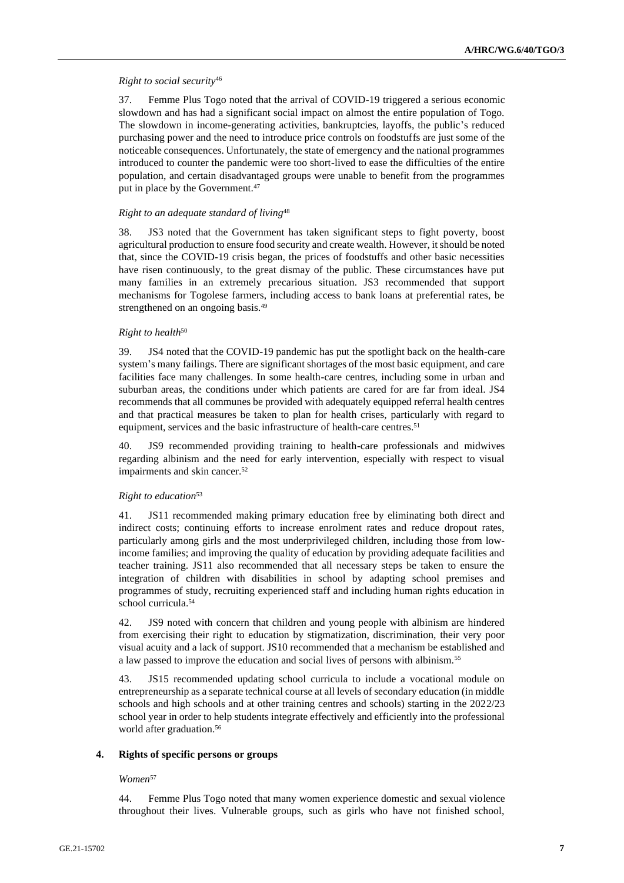*Right to social security*[46]

37. Femme Plus Togo noted that the arrival of COVID-19 triggered a serious economic slowdown and has had a significant social impact on almost the entire population of Togo. The slowdown in income-generating activities, bankruptcies, layoffs, the public's reduced purchasing power and the need to introduce price controls on foodstuffs are just some of the noticeable consequences. Unfortunately, the state of emergency and the national programmes introduced to counter the pandemic were too short-lived to ease the difficulties of the entire population, and certain disadvantaged groups were unable to benefit from the programmes put in place by the Government.[47]

*Right to an adequate standard of living*[48]

38. JS3 noted that the Government has taken significant steps to fight poverty, boost agricultural production to ensure food security and create wealth. However, it should be noted that, since the COVID-19 crisis began, the prices of foodstuffs and other basic necessities have risen continuously, to the great dismay of the public. These circumstances have put many families in an extremely precarious situation. JS3 recommended that support mechanisms for Togolese farmers, including access to bank loans at preferential rates, be strengthened on an ongoing basis.[49]

*Right to health*[50]

39. JS4 noted that the COVID-19 pandemic has put the spotlight back on the health-care system's many failings. There are significant shortages of the most basic equipment, and care facilities face many challenges. In some health-care centres, including some in urban and suburban areas, the conditions under which patients are cared for are far from ideal. JS4 recommends that all communes be provided with adequately equipped referral health centres and that practical measures be taken to plan for health crises, particularly with regard to equipment, services and the basic infrastructure of health-care centres.[51]

40. JS9 recommended providing training to health-care professionals and midwives regarding albinism and the need for early intervention, especially with respect to visual impairments and skin cancer.[52]

*Right to education*[53]

41. JS11 recommended making primary education free by eliminating both direct and indirect costs; continuing efforts to increase enrolment rates and reduce dropout rates, particularly among girls and the most underprivileged children, including those from low-income families; and improving the quality of education by providing adequate facilities and teacher training. JS11 also recommended that all necessary steps be taken to ensure the integration of children with disabilities in school by adapting school premises and programmes of study, recruiting experienced staff and including human rights education in school curricula.[54]

42. JS9 noted with concern that children and young people with albinism are hindered from exercising their right to education by stigmatization, discrimination, their very poor visual acuity and a lack of support. JS10 recommended that a mechanism be established and a law passed to improve the education and social lives of persons with albinism.[55]

43. JS15 recommended updating school curricula to include a vocational module on entrepreneurship as a separate technical course at all levels of secondary education (in middle schools and high schools and at other training centres and schools) starting in the 2022/23 school year in order to help students integrate effectively and efficiently into the professional world after graduation.[56]

### 4. Rights of specific persons or groups

*Women*[57]

44. Femme Plus Togo noted that many women experience domestic and sexual violence throughout their lives. Vulnerable groups, such as girls who have not finished school,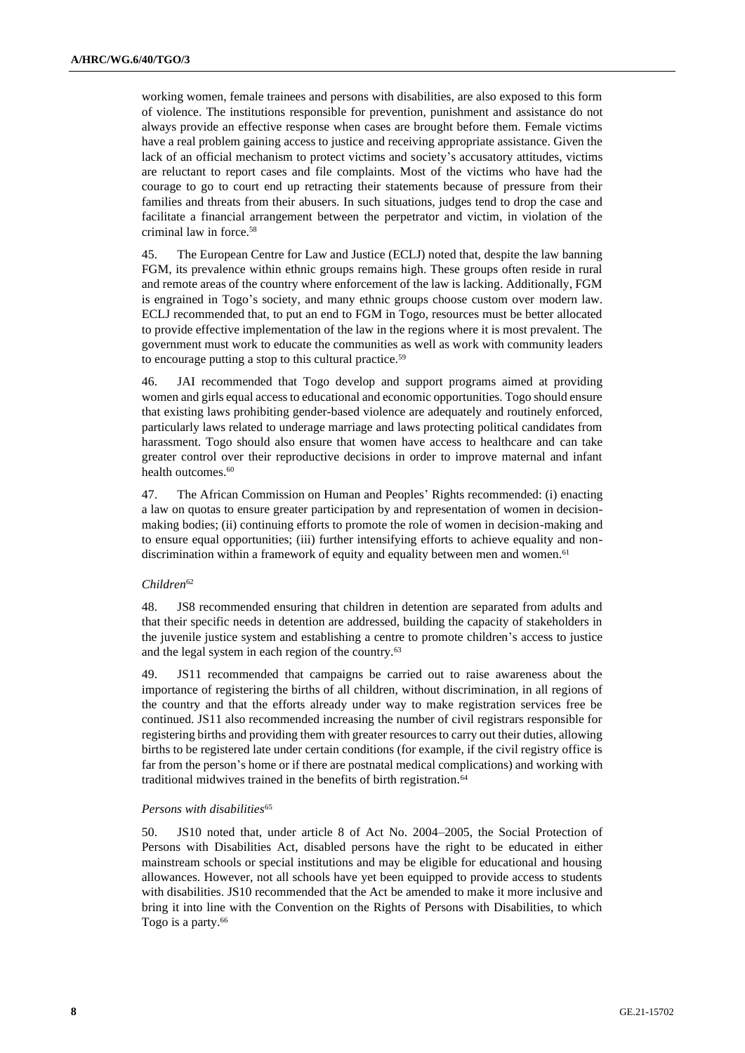working women, female trainees and persons with disabilities, are also exposed to this form of violence. The institutions responsible for prevention, punishment and assistance do not always provide an effective response when cases are brought before them. Female victims have a real problem gaining access to justice and receiving appropriate assistance. Given the lack of an official mechanism to protect victims and society's accusatory attitudes, victims are reluctant to report cases and file complaints. Most of the victims who have had the courage to go to court end up retracting their statements because of pressure from their families and threats from their abusers. In such situations, judges tend to drop the case and facilitate a financial arrangement between the perpetrator and victim, in violation of the criminal law in force.[58]

45. The European Centre for Law and Justice (ECLJ) noted that, despite the law banning FGM, its prevalence within ethnic groups remains high. These groups often reside in rural and remote areas of the country where enforcement of the law is lacking. Additionally, FGM is engrained in Togo's society, and many ethnic groups choose custom over modern law. ECLJ recommended that, to put an end to FGM in Togo, resources must be better allocated to provide effective implementation of the law in the regions where it is most prevalent. The government must work to educate the communities as well as work with community leaders to encourage putting a stop to this cultural practice.[59]

46. JAI recommended that Togo develop and support programs aimed at providing women and girls equal access to educational and economic opportunities. Togo should ensure that existing laws prohibiting gender-based violence are adequately and routinely enforced, particularly laws related to underage marriage and laws protecting political candidates from harassment. Togo should also ensure that women have access to healthcare and can take greater control over their reproductive decisions in order to improve maternal and infant health outcomes.[60]

47. The African Commission on Human and Peoples' Rights recommended: (i) enacting a law on quotas to ensure greater participation by and representation of women in decision-making bodies; (ii) continuing efforts to promote the role of women in decision-making and to ensure equal opportunities; (iii) further intensifying efforts to achieve equality and non-discrimination within a framework of equity and equality between men and women.[61]

### *Children*[62]

48. JS8 recommended ensuring that children in detention are separated from adults and that their specific needs in detention are addressed, building the capacity of stakeholders in the juvenile justice system and establishing a centre to promote children's access to justice and the legal system in each region of the country.[63]

49. JS11 recommended that campaigns be carried out to raise awareness about the importance of registering the births of all children, without discrimination, in all regions of the country and that the efforts already under way to make registration services free be continued. JS11 also recommended increasing the number of civil registrars responsible for registering births and providing them with greater resources to carry out their duties, allowing births to be registered late under certain conditions (for example, if the civil registry office is far from the person's home or if there are postnatal medical complications) and working with traditional midwives trained in the benefits of birth registration.[64]

### *Persons with disabilities*[65]

50. JS10 noted that, under article 8 of Act No. 2004–2005, the Social Protection of Persons with Disabilities Act, disabled persons have the right to be educated in either mainstream schools or special institutions and may be eligible for educational and housing allowances. However, not all schools have yet been equipped to provide access to students with disabilities. JS10 recommended that the Act be amended to make it more inclusive and bring it into line with the Convention on the Rights of Persons with Disabilities, to which Togo is a party.[66]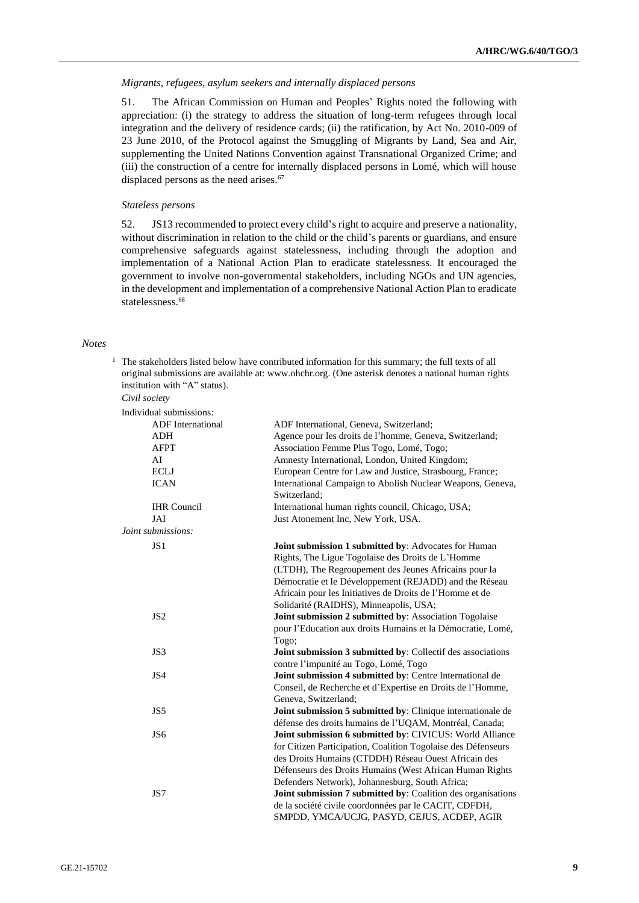*Migrants, refugees, asylum seekers and internally displaced persons*

51. The African Commission on Human and Peoples' Rights noted the following with appreciation: (i) the strategy to address the situation of long-term refugees through local integration and the delivery of residence cards; (ii) the ratification, by Act No. 2010-009 of 23 June 2010, of the Protocol against the Smuggling of Migrants by Land, Sea and Air, supplementing the United Nations Convention against Transnational Organized Crime; and (iii) the construction of a centre for internally displaced persons in Lomé, which will house displaced persons as the need arises.[67]

*Stateless persons*

52. JS13 recommended to protect every child's right to acquire and preserve a nationality, without discrimination in relation to the child or the child's parents or guardians, and ensure comprehensive safeguards against statelessness, including through the adoption and implementation of a National Action Plan to eradicate statelessness. It encouraged the government to involve non-governmental stakeholders, including NGOs and UN agencies, in the development and implementation of a comprehensive National Action Plan to eradicate statelessness.[68]

*Notes*

[1] The stakeholders listed below have contributed information for this summary; the full texts of all original submissions are available at: www.ohchr.org. (One asterisk denotes a national human rights institution with "A" status).

*Civil society*

Individual submissions*:*

| | |
|---|---|
| ADF International | ADF International, Geneva, Switzerland; |
| ADH | Agence pour les droits de l'homme, Geneva, Switzerland; |
| AFPT | Association Femme Plus Togo, Lomé, Togo; |
| AI | Amnesty International, London, United Kingdom; |
| ECLJ | European Centre for Law and Justice, Strasbourg, France; |
| ICAN | International Campaign to Abolish Nuclear Weapons, Geneva, Switzerland; |
| IHR Council | International human rights council, Chicago, USA; |
| JAI | Just Atonement Inc, New York, USA. |

*Joint submissions:*

| | |
|---|---|
| JS1 | **Joint submission 1 submitted by**: Advocates for Human Rights, The Ligue Togolaise des Droits de L'Homme (LTDH), The Regroupement des Jeunes Africains pour la Démocratie et le Développement (REJADD) and the Réseau Africain pour les Initiatives de Droits de l'Homme et de Solidarité (RAIDHS), Minneapolis, USA; |
| JS2 | **Joint submission 2 submitted by**: Association Togolaise pour l'Education aux droits Humains et la Démocratie, Lomé, Togo; |
| JS3 | **Joint submission 3 submitted by**: Collectif des associations contre l'impunité au Togo, Lomé, Togo |
| JS4 | **Joint submission 4 submitted by**: Centre International de Conseil, de Recherche et d'Expertise en Droits de l'Homme, Geneva, Switzerland; |
| JS5 | **Joint submission 5 submitted by**: Clinique internationale de défense des droits humains de l'UQAM, Montréal, Canada; |
| JS6 | **Joint submission 6 submitted by**: CIVICUS: World Alliance for Citizen Participation, Coalition Togolaise des Défenseurs des Droits Humains (CTDDH) Réseau Ouest Africain des Défenseurs des Droits Humains (West African Human Rights Defenders Network), Johannesburg, South Africa; |
| JS7 | **Joint submission 7 submitted by**: Coalition des organisations de la société civile coordonnées par le CACIT, CDFDH, SMPDD, YMCA/UCJG, PASYD, CEJUS, ACDEP, AGIR |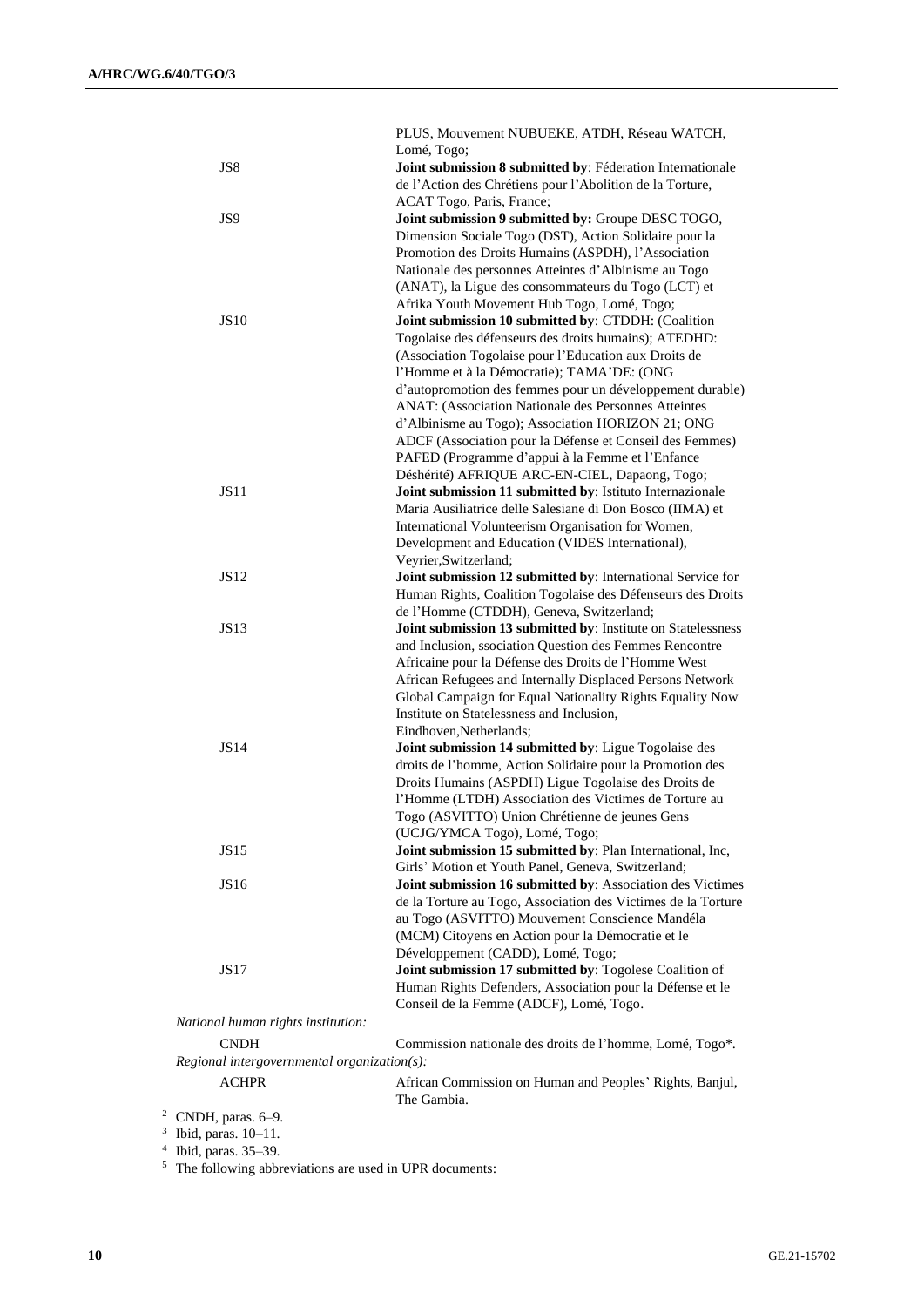| | |
|---|---|
| | PLUS, Mouvement NUBUEKE, ATDH, Réseau WATCH, Lomé, Togo; |
| JS8 | **Joint submission 8 submitted by**: Féderation Internationale de l'Action des Chrétiens pour l'Abolition de la Torture, ACAT Togo, Paris, France; |
| JS9 | **Joint submission 9 submitted by:** Groupe DESC TOGO, Dimension Sociale Togo (DST), Action Solidaire pour la Promotion des Droits Humains (ASPDH), l'Association Nationale des personnes Atteintes d'Albinisme au Togo (ANAT), la Ligue des consommateurs du Togo (LCT) et Afrika Youth Movement Hub Togo, Lomé, Togo; |
| JS10 | **Joint submission 10 submitted by**: CTDDH: (Coalition Togolaise des défenseurs des droits humains); ATEDHD: (Association Togolaise pour l'Education aux Droits de l'Homme et à la Démocratie); TAMA'DE: (ONG d'autopromotion des femmes pour un développement durable) ANAT: (Association Nationale des Personnes Atteintes d'Albinisme au Togo); Association HORIZON 21; ONG ADCF (Association pour la Défense et Conseil des Femmes) PAFED (Programme d'appui à la Femme et l'Enfance Déshérité) AFRIQUE ARC-EN-CIEL, Dapaong, Togo; |
| JS11 | **Joint submission 11 submitted by**: Istituto Internazionale Maria Ausiliatrice delle Salesiane di Don Bosco (IIMA) et International Volunteerism Organisation for Women, Development and Education (VIDES International), Veyrier,Switzerland; |
| JS12 | **Joint submission 12 submitted by**: International Service for Human Rights, Coalition Togolaise des Défenseurs des Droits de l'Homme (CTDDH), Geneva, Switzerland; |
| JS13 | **Joint submission 13 submitted by**: Institute on Statelessness and Inclusion, ssociation Question des Femmes Rencontre Africaine pour la Défense des Droits de l'Homme West African Refugees and Internally Displaced Persons Network Global Campaign for Equal Nationality Rights Equality Now Institute on Statelessness and Inclusion, Eindhoven,Netherlands; |
| JS14 | **Joint submission 14 submitted by**: Ligue Togolaise des droits de l'homme, Action Solidaire pour la Promotion des Droits Humains (ASPDH) Ligue Togolaise des Droits de l'Homme (LTDH) Association des Victimes de Torture au Togo (ASVITTO) Union Chrétienne de jeunes Gens (UCJG/YMCA Togo), Lomé, Togo; |
| JS15 | **Joint submission 15 submitted by**: Plan International, Inc, Girls' Motion et Youth Panel, Geneva, Switzerland; |
| JS16 | **Joint submission 16 submitted by**: Association des Victimes de la Torture au Togo, Association des Victimes de la Torture au Togo (ASVITTO) Mouvement Conscience Mandéla (MCM) Citoyens en Action pour la Démocratie et le Développement (CADD), Lomé, Togo; |
| JS17 | **Joint submission 17 submitted by**: Togolese Coalition of Human Rights Defenders, Association pour la Défense et le Conseil de la Femme (ADCF), Lomé, Togo. |

*National human rights institution:*

| | |
|---|---|
| CNDH | Commission nationale des droits de l'homme, Lomé, Togo*. |

*Regional intergovernmental organization(s):*

| | |
|---|---|
| ACHPR | African Commission on Human and Peoples' Rights, Banjul, The Gambia. |

[2] CNDH, paras. 6–9.

[3] Ibid, paras. 10–11.

[4] Ibid, paras. 35–39.

[5] The following abbreviations are used in UPR documents: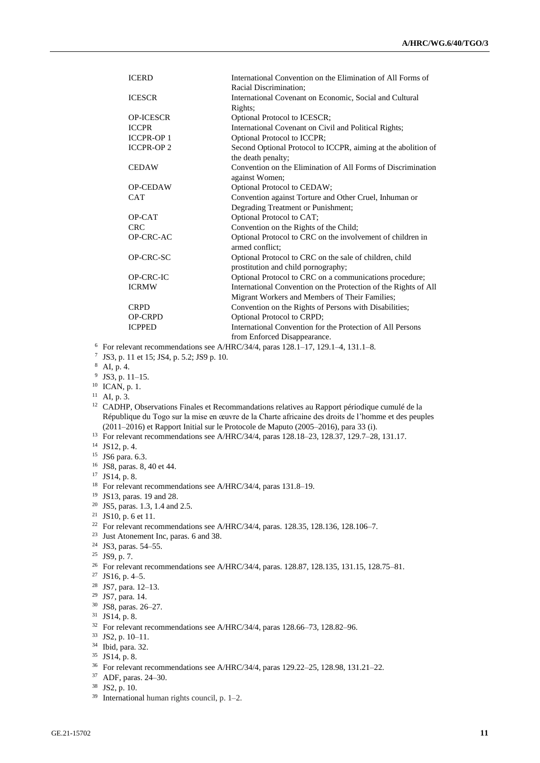| | |
|---|---|
| ICERD | International Convention on the Elimination of All Forms of Racial Discrimination; |
| ICESCR | International Covenant on Economic, Social and Cultural Rights; |
| OP-ICESCR | Optional Protocol to ICESCR; |
| ICCPR | International Covenant on Civil and Political Rights; |
| ICCPR-OP 1 | Optional Protocol to ICCPR; |
| ICCPR-OP 2 | Second Optional Protocol to ICCPR, aiming at the abolition of the death penalty; |
| CEDAW | Convention on the Elimination of All Forms of Discrimination against Women; |
| OP-CEDAW | Optional Protocol to CEDAW; |
| CAT | Convention against Torture and Other Cruel, Inhuman or Degrading Treatment or Punishment; |
| OP-CAT | Optional Protocol to CAT; |
| CRC | Convention on the Rights of the Child; |
| OP-CRC-AC | Optional Protocol to CRC on the involvement of children in armed conflict; |
| OP-CRC-SC | Optional Protocol to CRC on the sale of children, child prostitution and child pornography; |
| OP-CRC-IC | Optional Protocol to CRC on a communications procedure; |
| ICRMW | International Convention on the Protection of the Rights of All Migrant Workers and Members of Their Families; |
| CRPD | Convention on the Rights of Persons with Disabilities; |
| OP-CRPD | Optional Protocol to CRPD; |
| ICPPED | International Convention for the Protection of All Persons from Enforced Disappearance. |

[6] For relevant recommendations see A/HRC/34/4, paras 128.1–17, 129.1–4, 131.1–8.

[7] JS3, p. 11 et 15; JS4, p. 5.2; JS9 p. 10.

[8] AI, p. 4.

[9] JS3, p. 11–15.

[10] ICAN, p. 1.

[11] AI, p. 3.

[12] CADHP, Observations Finales et Recommandations relatives au Rapport périodique cumulé de la République du Togo sur la mise en œuvre de la Charte africaine des droits de l'homme et des peuples (2011–2016) et Rapport Initial sur le Protocole de Maputo (2005–2016), para 33 (i).

[13] For relevant recommendations see A/HRC/34/4, paras 128.18–23, 128.37, 129.7–28, 131.17.

[14] JS12, p. 4.

[15] JS6 para. 6.3.

[16] JS8, paras. 8, 40 et 44.

[17] JS14, p. 8.

[18] For relevant recommendations see A/HRC/34/4, paras 131.8–19.

[19] JS13, paras. 19 and 28.

[20] JS5, paras. 1.3, 1.4 and 2.5.

[21] JS10, p. 6 et 11.

[22] For relevant recommendations see A/HRC/34/4, paras. 128.35, 128.136, 128.106–7.

[23] Just Atonement Inc, paras. 6 and 38.

[24] JS3, paras. 54–55.

[25] JS9, p. 7.

[26] For relevant recommendations see A/HRC/34/4, paras. 128.87, 128.135, 131.15, 128.75–81.

[27] JS16, p. 4–5.

[28] JS7, para. 12–13.

[29] JS7, para. 14.

[30] JS8, paras. 26–27.

[31] JS14, p. 8.

[32] For relevant recommendations see A/HRC/34/4, paras 128.66–73, 128.82–96.

[33] JS2, p. 10–11.

[34] Ibid, para. 32.

[35] JS14, p. 8.

[36] For relevant recommendations see A/HRC/34/4, paras 129.22–25, 128.98, 131.21–22.

[37] ADF, paras. 24–30.

[38] JS2, p. 10.

[39] International human rights council, p. 1–2.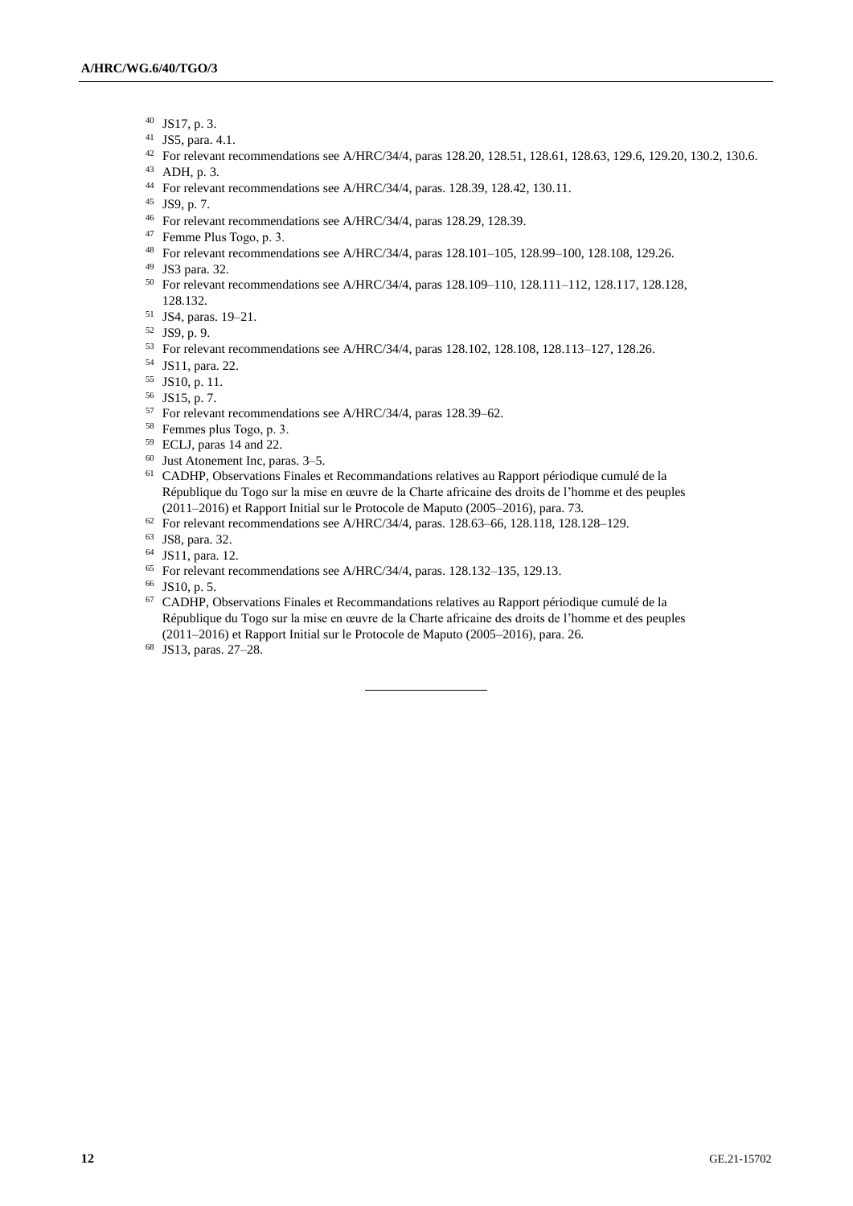[40] JS17, p. 3.

[41] JS5, para. 4.1.

[42] For relevant recommendations see A/HRC/34/4, paras 128.20, 128.51, 128.61, 128.63, 129.6, 129.20, 130.2, 130.6.

[43] ADH, p. 3.

[44] For relevant recommendations see A/HRC/34/4, paras. 128.39, 128.42, 130.11.

[45] JS9, p. 7.

[46] For relevant recommendations see A/HRC/34/4, paras 128.29, 128.39.

[47] Femme Plus Togo, p. 3.

[48] For relevant recommendations see A/HRC/34/4, paras 128.101–105, 128.99–100, 128.108, 129.26.

[49] JS3 para. 32.

[50] For relevant recommendations see A/HRC/34/4, paras 128.109–110, 128.111–112, 128.117, 128.128, 128.132.

[51] JS4, paras. 19–21.

[52] JS9, p. 9.

[53] For relevant recommendations see A/HRC/34/4, paras 128.102, 128.108, 128.113–127, 128.26.

[54] JS11, para. 22.

[55] JS10, p. 11.

[56] JS15, p. 7.

[57] For relevant recommendations see A/HRC/34/4, paras 128.39–62.

[58] Femmes plus Togo, p. 3.

[59] ECLJ, paras 14 and 22.

[60] Just Atonement Inc, paras. 3–5.

[61] CADHP, Observations Finales et Recommandations relatives au Rapport périodique cumulé de la République du Togo sur la mise en œuvre de la Charte africaine des droits de l'homme et des peuples (2011–2016) et Rapport Initial sur le Protocole de Maputo (2005–2016), para. 73.

[62] For relevant recommendations see A/HRC/34/4, paras. 128.63–66, 128.118, 128.128–129.

[63] JS8, para. 32.

[64] JS11, para. 12.

[65] For relevant recommendations see A/HRC/34/4, paras. 128.132–135, 129.13.

[66] JS10, p. 5.

[67] CADHP, Observations Finales et Recommandations relatives au Rapport périodique cumulé de la République du Togo sur la mise en œuvre de la Charte africaine des droits de l'homme et des peuples (2011–2016) et Rapport Initial sur le Protocole de Maputo (2005–2016), para. 26.

[68] JS13, paras. 27–28.